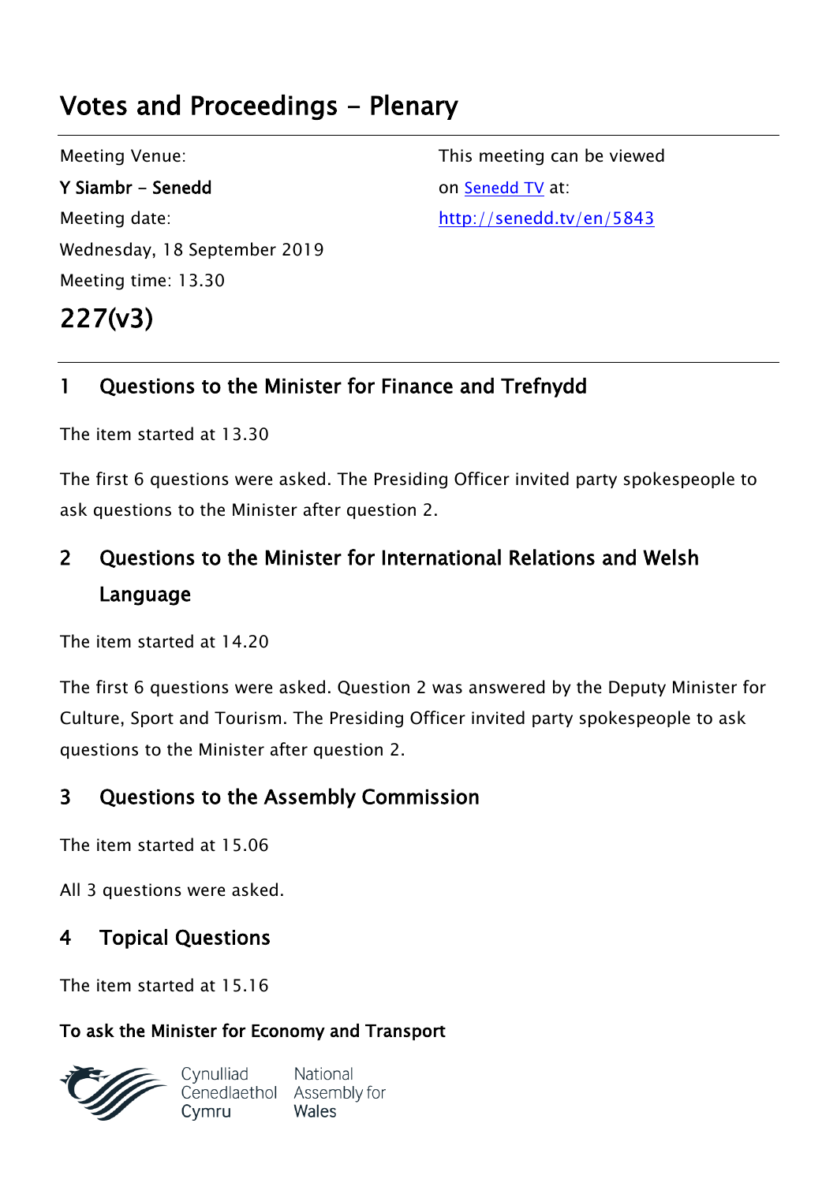# Votes and Proceedings - Plenary

Meeting Venue:
**Y Siambr - Senedd**
Meeting date:
Wednesday, 18 September 2019
Meeting time: 13.30

This meeting can be viewed on [Senedd TV](http://senedd.tv/en/5843) at:
http://senedd.tv/en/5843

# 227(v3)

## 1 Questions to the Minister for Finance and Trefnydd

The item started at 13.30

The first 6 questions were asked. The Presiding Officer invited party spokespeople to ask questions to the Minister after question 2.

## 2 Questions to the Minister for International Relations and Welsh Language

The item started at 14.20

The first 6 questions were asked. Question 2 was answered by the Deputy Minister for Culture, Sport and Tourism. The Presiding Officer invited party spokespeople to ask questions to the Minister after question 2.

## 3 Questions to the Assembly Commission

The item started at 15.06

All 3 questions were asked.

## 4 Topical Questions

The item started at 15.16

**To ask the Minister for Economy and Transport**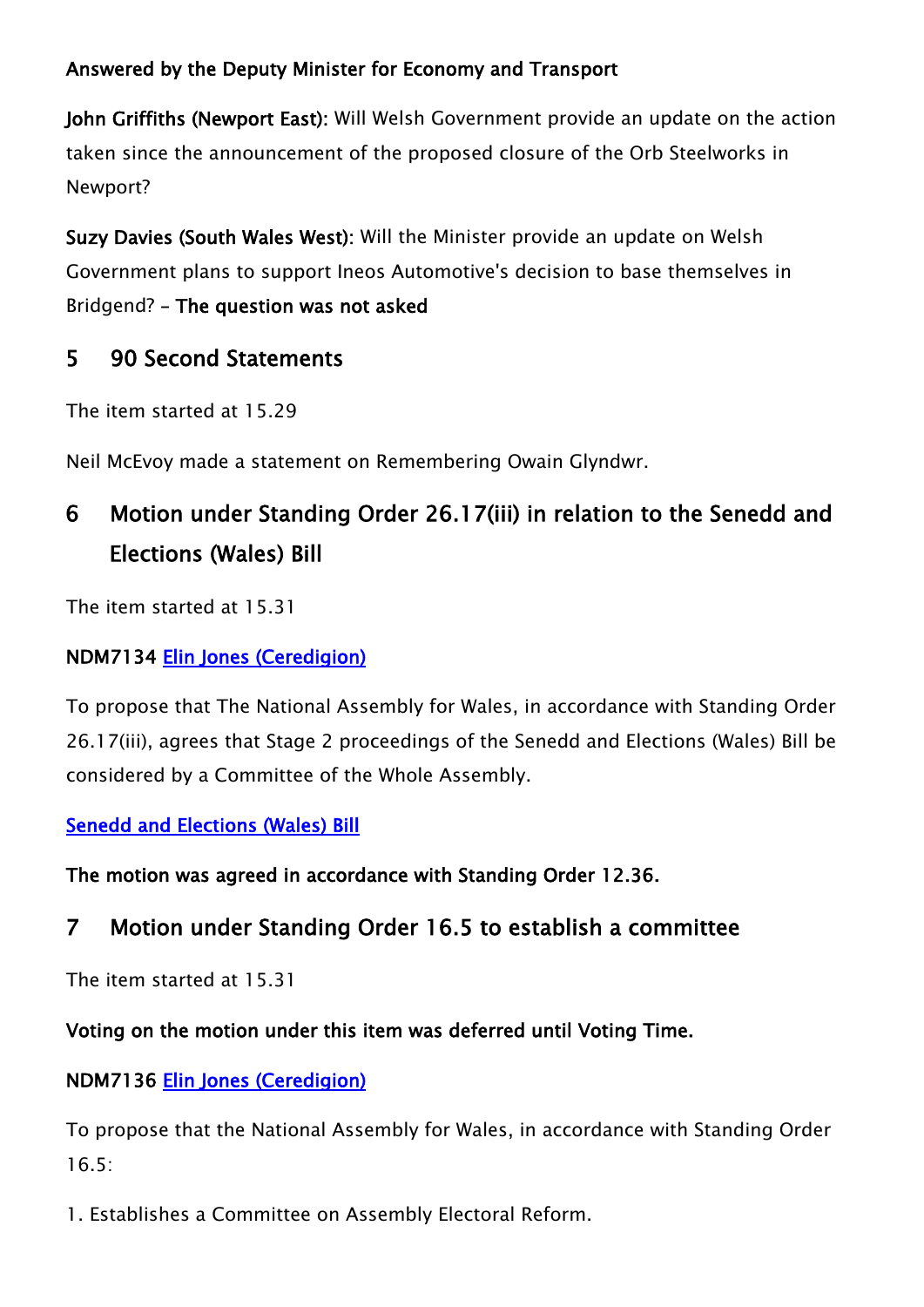**Answered by the Deputy Minister for Economy and Transport**

**John Griffiths (Newport East):** Will Welsh Government provide an update on the action taken since the announcement of the proposed closure of the Orb Steelworks in Newport?

**Suzy Davies (South Wales West):** Will the Minister provide an update on Welsh Government plans to support Ineos Automotive's decision to base themselves in Bridgend? – **The question was not asked**

## 5 90 Second Statements

The item started at 15.29

Neil McEvoy made a statement on Remembering Owain Glyndwr.

## 6 Motion under Standing Order 26.17(iii) in relation to the Senedd and Elections (Wales) Bill

The item started at 15.31

**NDM7134** [Elin Jones (Ceredigion)]()

To propose that The National Assembly for Wales, in accordance with Standing Order 26.17(iii), agrees that Stage 2 proceedings of the Senedd and Elections (Wales) Bill be considered by a Committee of the Whole Assembly.

[Senedd and Elections (Wales) Bill]()

**The motion was agreed in accordance with Standing Order 12.36.**

## 7 Motion under Standing Order 16.5 to establish a committee

The item started at 15.31

**Voting on the motion under this item was deferred until Voting Time.**

**NDM7136** [Elin Jones (Ceredigion)]()

To propose that the National Assembly for Wales, in accordance with Standing Order 16.5:

1. Establishes a Committee on Assembly Electoral Reform.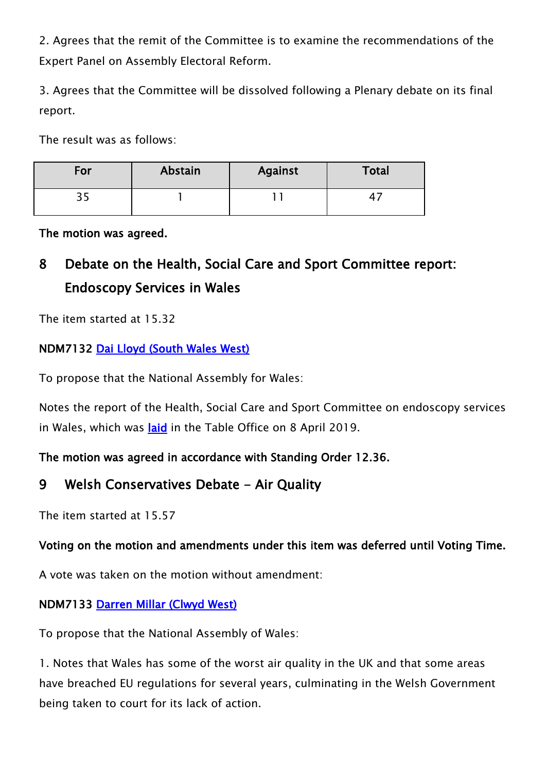2. Agrees that the remit of the Committee is to examine the recommendations of the Expert Panel on Assembly Electoral Reform.

3. Agrees that the Committee will be dissolved following a Plenary debate on its final report.

The result was as follows:

| For | Abstain | Against | Total |
| --- | --- | --- | --- |
| 35 | 1 | 11 | 47 |

**The motion was agreed.**

## 8 Debate on the Health, Social Care and Sport Committee report: Endoscopy Services in Wales

The item started at 15.32

**NDM7132** Dai Lloyd (South Wales West)

To propose that the National Assembly for Wales:

Notes the report of the Health, Social Care and Sport Committee on endoscopy services in Wales, which was laid in the Table Office on 8 April 2019.

**The motion was agreed in accordance with Standing Order 12.36.**

## 9 Welsh Conservatives Debate - Air Quality

The item started at 15.57

**Voting on the motion and amendments under this item was deferred until Voting Time.**

A vote was taken on the motion without amendment:

**NDM7133** Darren Millar (Clwyd West)

To propose that the National Assembly of Wales:

1. Notes that Wales has some of the worst air quality in the UK and that some areas have breached EU regulations for several years, culminating in the Welsh Government being taken to court for its lack of action.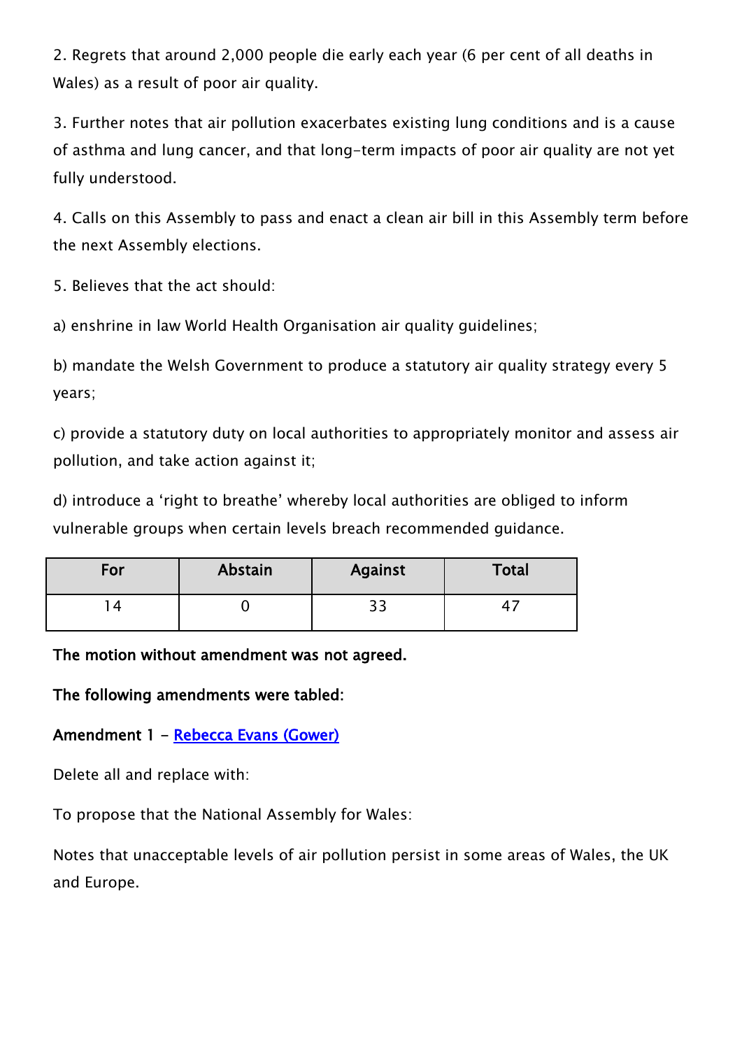2. Regrets that around 2,000 people die early each year (6 per cent of all deaths in Wales) as a result of poor air quality.

3. Further notes that air pollution exacerbates existing lung conditions and is a cause of asthma and lung cancer, and that long-term impacts of poor air quality are not yet fully understood.

4. Calls on this Assembly to pass and enact a clean air bill in this Assembly term before the next Assembly elections.

5. Believes that the act should:

a) enshrine in law World Health Organisation air quality guidelines;

b) mandate the Welsh Government to produce a statutory air quality strategy every 5 years;

c) provide a statutory duty on local authorities to appropriately monitor and assess air pollution, and take action against it;

d) introduce a 'right to breathe' whereby local authorities are obliged to inform vulnerable groups when certain levels breach recommended guidance.

| For | Abstain | Against | Total |
|---|---|---|---|
| 14 | 0 | 33 | 47 |

**The motion without amendment was not agreed.**

**The following amendments were tabled:**

**Amendment 1 -** [Rebecca Evans (Gower)]()

Delete all and replace with:

To propose that the National Assembly for Wales:

Notes that unacceptable levels of air pollution persist in some areas of Wales, the UK and Europe.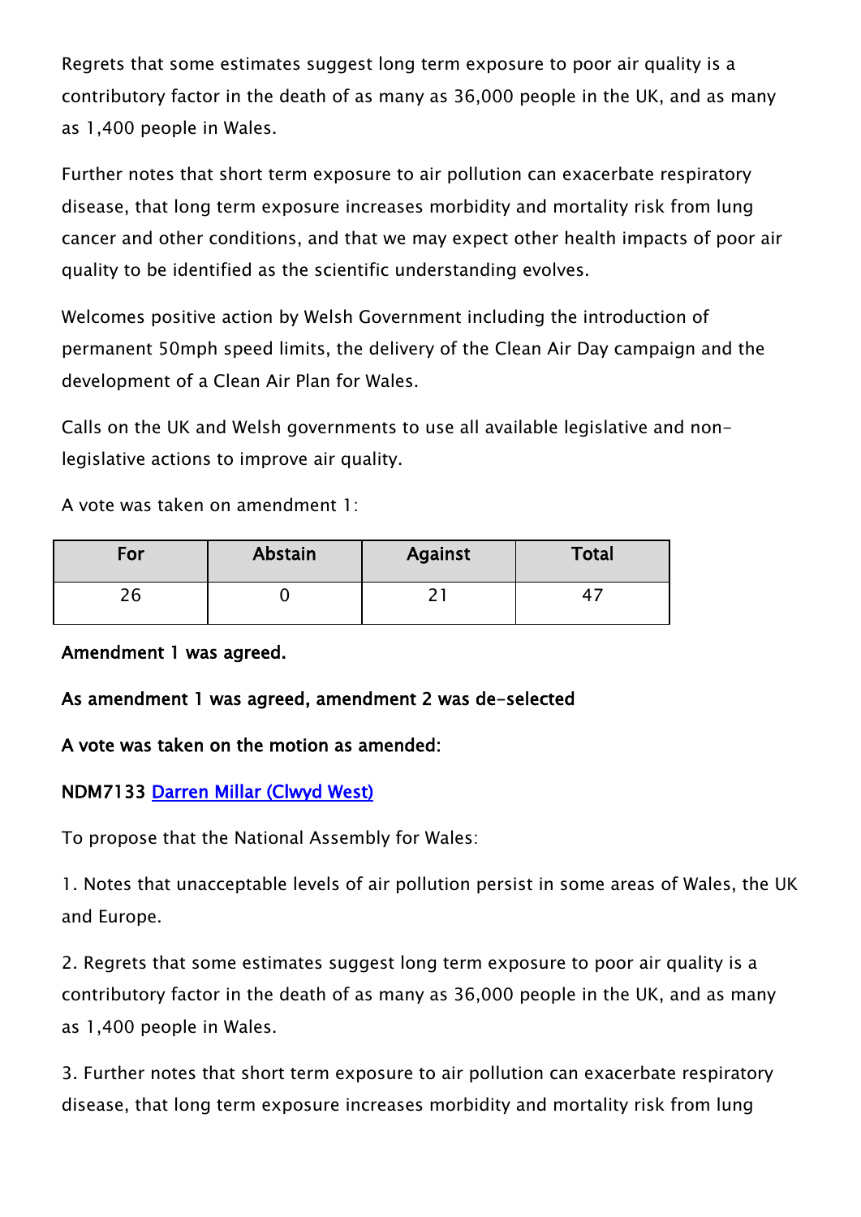Regrets that some estimates suggest long term exposure to poor air quality is a contributory factor in the death of as many as 36,000 people in the UK, and as many as 1,400 people in Wales.

Further notes that short term exposure to air pollution can exacerbate respiratory disease, that long term exposure increases morbidity and mortality risk from lung cancer and other conditions, and that we may expect other health impacts of poor air quality to be identified as the scientific understanding evolves.

Welcomes positive action by Welsh Government including the introduction of permanent 50mph speed limits, the delivery of the Clean Air Day campaign and the development of a Clean Air Plan for Wales.

Calls on the UK and Welsh governments to use all available legislative and non-legislative actions to improve air quality.

A vote was taken on amendment 1:

| For | Abstain | Against | Total |
| --- | --- | --- | --- |
| 26 | 0 | 21 | 47 |

**Amendment 1 was agreed.**

**As amendment 1 was agreed, amendment 2 was de-selected**

**A vote was taken on the motion as amended:**

**NDM7133** [Darren Millar (Clwyd West)]

To propose that the National Assembly for Wales:

1. Notes that unacceptable levels of air pollution persist in some areas of Wales, the UK and Europe.

2. Regrets that some estimates suggest long term exposure to poor air quality is a contributory factor in the death of as many as 36,000 people in the UK, and as many as 1,400 people in Wales.

3. Further notes that short term exposure to air pollution can exacerbate respiratory disease, that long term exposure increases morbidity and mortality risk from lung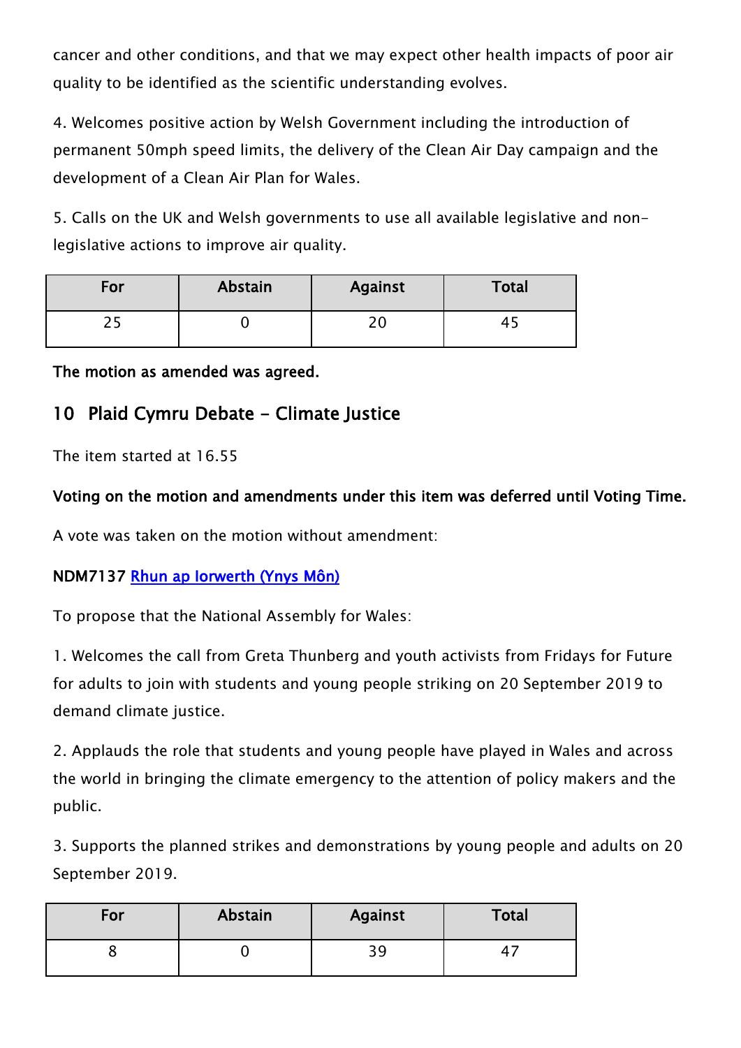cancer and other conditions, and that we may expect other health impacts of poor air quality to be identified as the scientific understanding evolves.

4. Welcomes positive action by Welsh Government including the introduction of permanent 50mph speed limits, the delivery of the Clean Air Day campaign and the development of a Clean Air Plan for Wales.

5. Calls on the UK and Welsh governments to use all available legislative and non-legislative actions to improve air quality.

| For | Abstain | Against | Total |
|---|---|---|---|
| 25 | 0 | 20 | 45 |

**The motion as amended was agreed.**

## 10 Plaid Cymru Debate - Climate Justice

The item started at 16.55

**Voting on the motion and amendments under this item was deferred until Voting Time.**

A vote was taken on the motion without amendment:

**NDM7137** [Rhun ap Iorwerth (Ynys Môn)]

To propose that the National Assembly for Wales:

1. Welcomes the call from Greta Thunberg and youth activists from Fridays for Future for adults to join with students and young people striking on 20 September 2019 to demand climate justice.

2. Applauds the role that students and young people have played in Wales and across the world in bringing the climate emergency to the attention of policy makers and the public.

3. Supports the planned strikes and demonstrations by young people and adults on 20 September 2019.

| For | Abstain | Against | Total |
|---|---|---|---|
| 8 | 0 | 39 | 47 |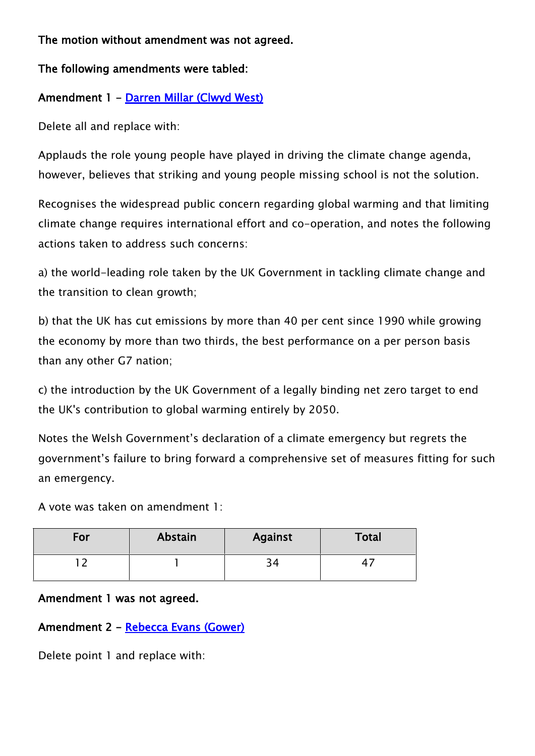**The motion without amendment was not agreed.**

**The following amendments were tabled:**

**Amendment 1 - [Darren Millar (Clwyd West)]**

Delete all and replace with:

Applauds the role young people have played in driving the climate change agenda, however, believes that striking and young people missing school is not the solution.

Recognises the widespread public concern regarding global warming and that limiting climate change requires international effort and co-operation, and notes the following actions taken to address such concerns:

a) the world-leading role taken by the UK Government in tackling climate change and the transition to clean growth;

b) that the UK has cut emissions by more than 40 per cent since 1990 while growing the economy by more than two thirds, the best performance on a per person basis than any other G7 nation;

c) the introduction by the UK Government of a legally binding net zero target to end the UK's contribution to global warming entirely by 2050.

Notes the Welsh Government's declaration of a climate emergency but regrets the government's failure to bring forward a comprehensive set of measures fitting for such an emergency.

A vote was taken on amendment 1:

| For | Abstain | Against | Total |
|---|---|---|---|
| 12 | 1 | 34 | 47 |

**Amendment 1 was not agreed.**

**Amendment 2 - [Rebecca Evans (Gower)]**

Delete point 1 and replace with: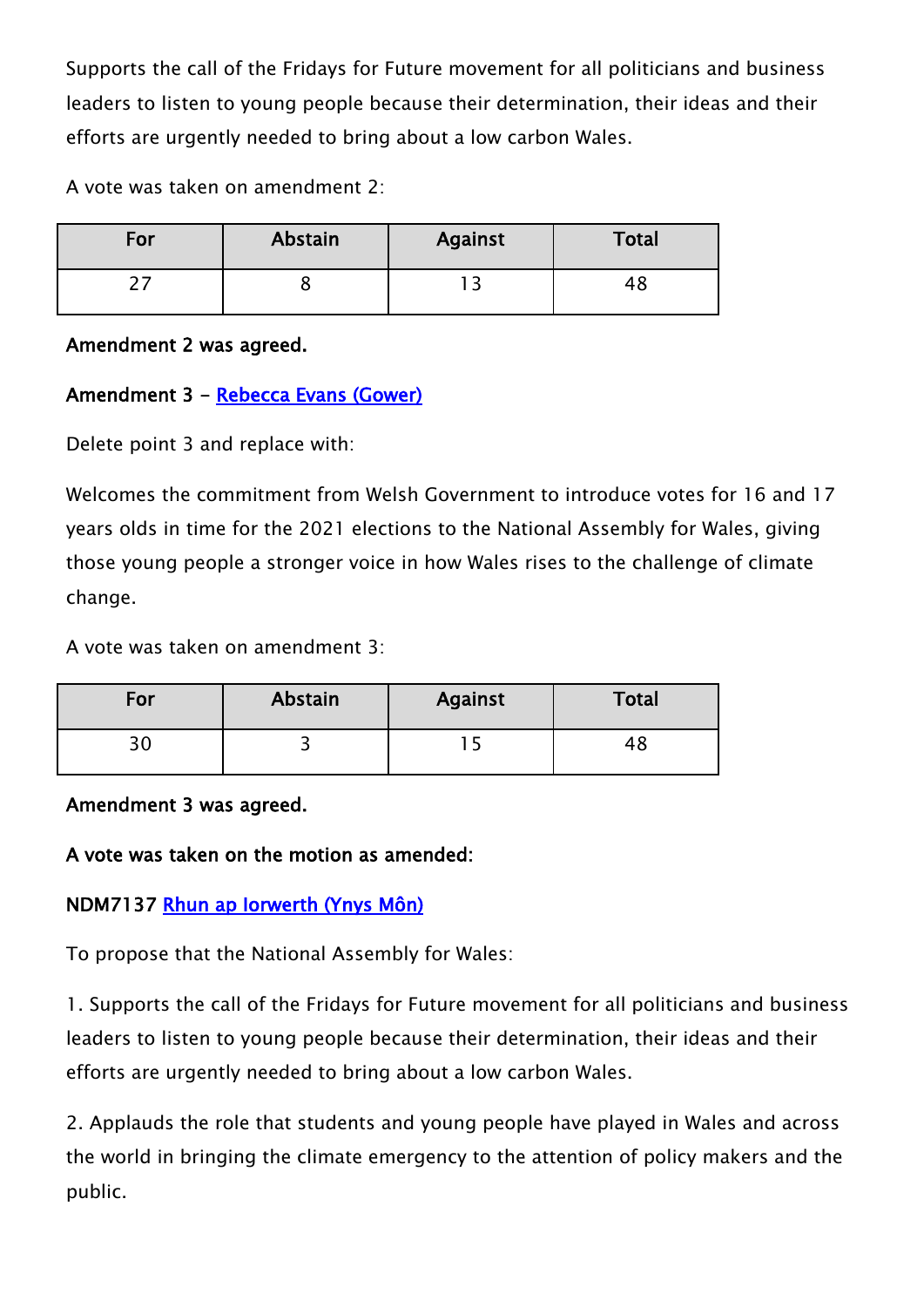Supports the call of the Fridays for Future movement for all politicians and business leaders to listen to young people because their determination, their ideas and their efforts are urgently needed to bring about a low carbon Wales.

A vote was taken on amendment 2:

| For | Abstain | Against | Total |
|---|---|---|---|
| 27 | 8 | 13 | 48 |

**Amendment 2 was agreed.**

**Amendment 3 - [Rebecca Evans (Gower)]()**

Delete point 3 and replace with:

Welcomes the commitment from Welsh Government to introduce votes for 16 and 17 years olds in time for the 2021 elections to the National Assembly for Wales, giving those young people a stronger voice in how Wales rises to the challenge of climate change.

A vote was taken on amendment 3:

| For | Abstain | Against | Total |
|---|---|---|---|
| 30 | 3 | 15 | 48 |

**Amendment 3 was agreed.**

**A vote was taken on the motion as amended:**

**NDM7137 [Rhun ap Iorwerth (Ynys Môn)]()**

To propose that the National Assembly for Wales:

1. Supports the call of the Fridays for Future movement for all politicians and business leaders to listen to young people because their determination, their ideas and their efforts are urgently needed to bring about a low carbon Wales.

2. Applauds the role that students and young people have played in Wales and across the world in bringing the climate emergency to the attention of policy makers and the public.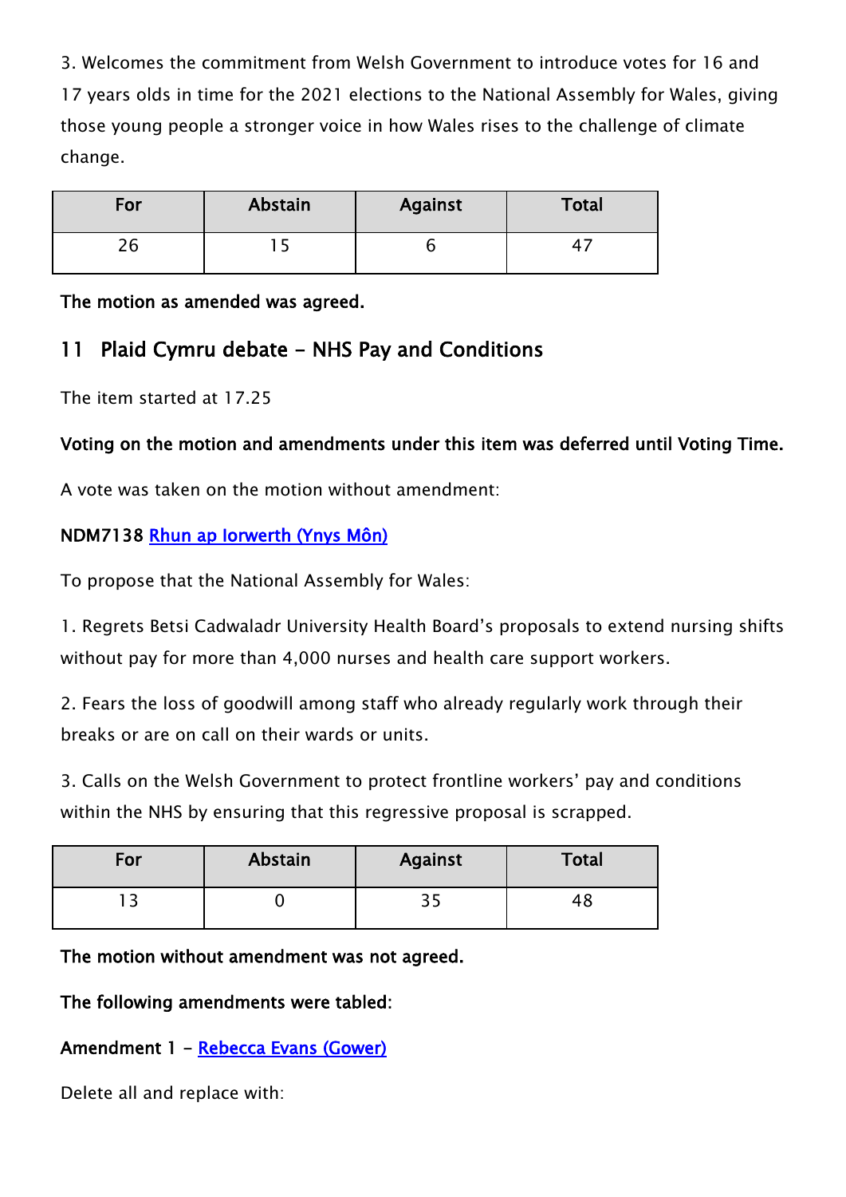3. Welcomes the commitment from Welsh Government to introduce votes for 16 and 17 years olds in time for the 2021 elections to the National Assembly for Wales, giving those young people a stronger voice in how Wales rises to the challenge of climate change.

| For | Abstain | Against | Total |
|---|---|---|---|
| 26 | 15 | 6 | 47 |

**The motion as amended was agreed.**

## 11 Plaid Cymru debate - NHS Pay and Conditions

The item started at 17.25

**Voting on the motion and amendments under this item was deferred until Voting Time.**

A vote was taken on the motion without amendment:

**NDM7138** [Rhun ap Iorwerth (Ynys Môn)]

To propose that the National Assembly for Wales:

1. Regrets Betsi Cadwaladr University Health Board's proposals to extend nursing shifts without pay for more than 4,000 nurses and health care support workers.

2. Fears the loss of goodwill among staff who already regularly work through their breaks or are on call on their wards or units.

3. Calls on the Welsh Government to protect frontline workers' pay and conditions within the NHS by ensuring that this regressive proposal is scrapped.

| For | Abstain | Against | Total |
|---|---|---|---|
| 13 | 0 | 35 | 48 |

**The motion without amendment was not agreed.**

**The following amendments were tabled:**

**Amendment 1 -** [Rebecca Evans (Gower)]

Delete all and replace with: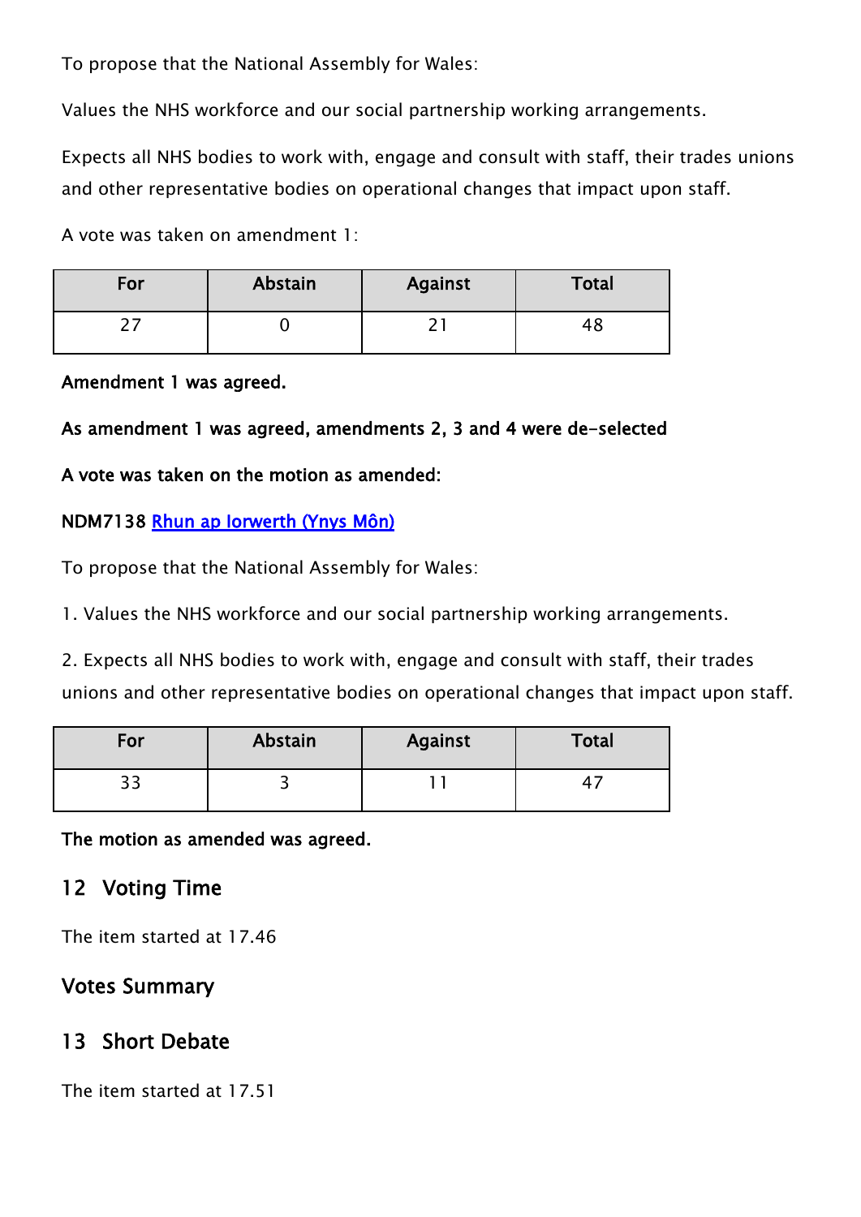To propose that the National Assembly for Wales:

Values the NHS workforce and our social partnership working arrangements.

Expects all NHS bodies to work with, engage and consult with staff, their trades unions and other representative bodies on operational changes that impact upon staff.

A vote was taken on amendment 1:

| For | Abstain | Against | Total |
|---|---|---|---|
| 27 | 0 | 21 | 48 |

**Amendment 1 was agreed.**

**As amendment 1 was agreed, amendments 2, 3 and 4 were de-selected**

**A vote was taken on the motion as amended:**

**NDM7138** [Rhun ap Iorwerth (Ynys Môn)]

To propose that the National Assembly for Wales:

1. Values the NHS workforce and our social partnership working arrangements.

2. Expects all NHS bodies to work with, engage and consult with staff, their trades unions and other representative bodies on operational changes that impact upon staff.

| For | Abstain | Against | Total |
|---|---|---|---|
| 33 | 3 | 11 | 47 |

**The motion as amended was agreed.**

## 12 Voting Time

The item started at 17.46

## Votes Summary

## 13 Short Debate

The item started at 17.51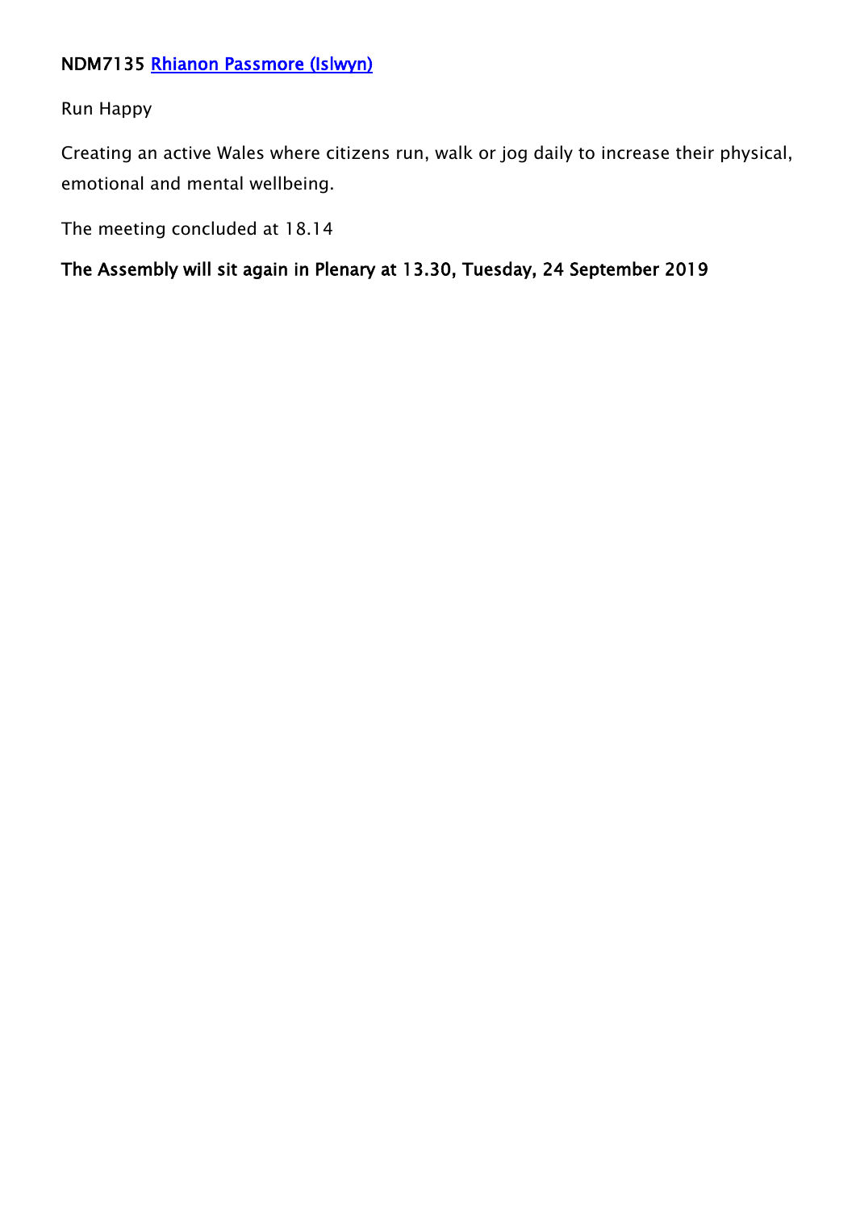**NDM7135 [Rhianon Passmore (Islwyn)]**

Run Happy

Creating an active Wales where citizens run, walk or jog daily to increase their physical, emotional and mental wellbeing.

The meeting concluded at 18.14

**The Assembly will sit again in Plenary at 13.30, Tuesday, 24 September 2019**